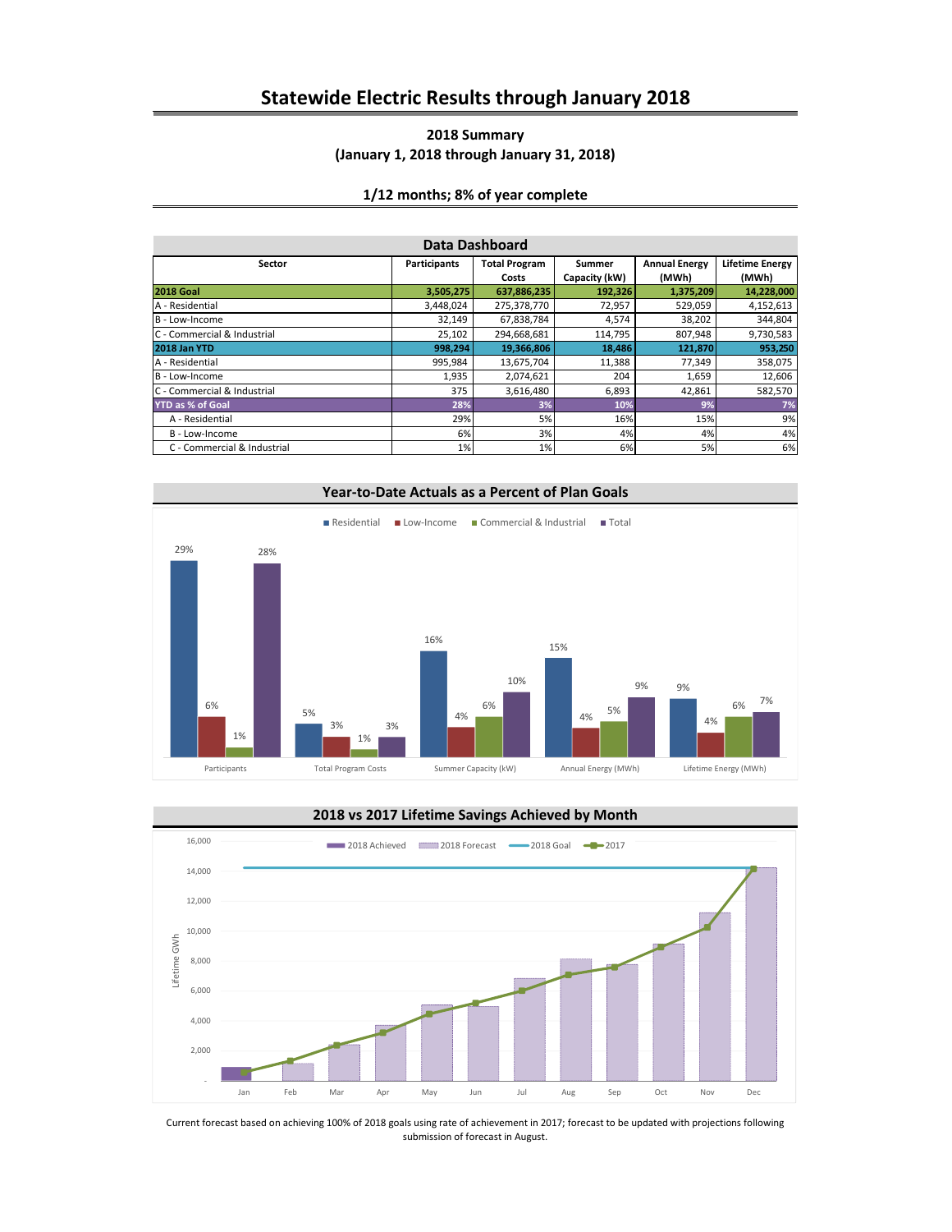# Statewide Electric Results through January 2018

## 2018 Summary
## (January 1, 2018 through January 31, 2018)

### 1/12 months; 8% of year complete

**Data Dashboard**

| Sector | Participants | Total Program Costs | Summer Capacity (kW) | Annual Energy (MWh) | Lifetime Energy (MWh) |
|---|---|---|---|---|---|
| **2018 Goal** | **3,505,275** | **637,886,235** | **192,326** | **1,375,209** | **14,228,000** |
| A - Residential | 3,448,024 | 275,378,770 | 72,957 | 529,059 | 4,152,613 |
| B - Low-Income | 32,149 | 67,838,784 | 4,574 | 38,202 | 344,804 |
| C - Commercial & Industrial | 25,102 | 294,668,681 | 114,795 | 807,948 | 9,730,583 |
| **2018 Jan YTD** | **998,294** | **19,366,806** | **18,486** | **121,870** | **953,250** |
| A - Residential | 995,984 | 13,675,704 | 11,388 | 77,349 | 358,075 |
| B - Low-Income | 1,935 | 2,074,621 | 204 | 1,659 | 12,606 |
| C - Commercial & Industrial | 375 | 3,616,480 | 6,893 | 42,861 | 582,570 |
| **YTD as % of Goal** | **28%** | **3%** | **10%** | **9%** | **7%** |
| A - Residential | 29% | 5% | 16% | 15% | 9% |
| B - Low-Income | 6% | 3% | 4% | 4% | 4% |
| C - Commercial & Industrial | 1% | 1% | 6% | 5% | 6% |

**Year-to-Date Actuals as a Percent of Plan Goals**

| | Residential | Low-Income | Commercial & Industrial | Total |
|---|---|---|---|---|
| Participants | 29% | 6% | 1% | 28% |
| Total Program Costs | 5% | 3% | 1% | 3% |
| Summer Capacity (kW) | 16% | 4% | 6% | 10% |
| Annual Energy (MWh) | 15% | 4% | 5% | 9% |
| Lifetime Energy (MWh) | 9% | 4% | 6% | 7% |

**2018 vs 2017 Lifetime Savings Achieved by Month**

(Chart: Lifetime GWh by month, Jan–Dec; series: 2018 Achieved, 2018 Forecast, 2018 Goal, 2017)

Current forecast based on achieving 100% of 2018 goals using rate of achievement in 2017; forecast to be updated with projections following submission of forecast in August.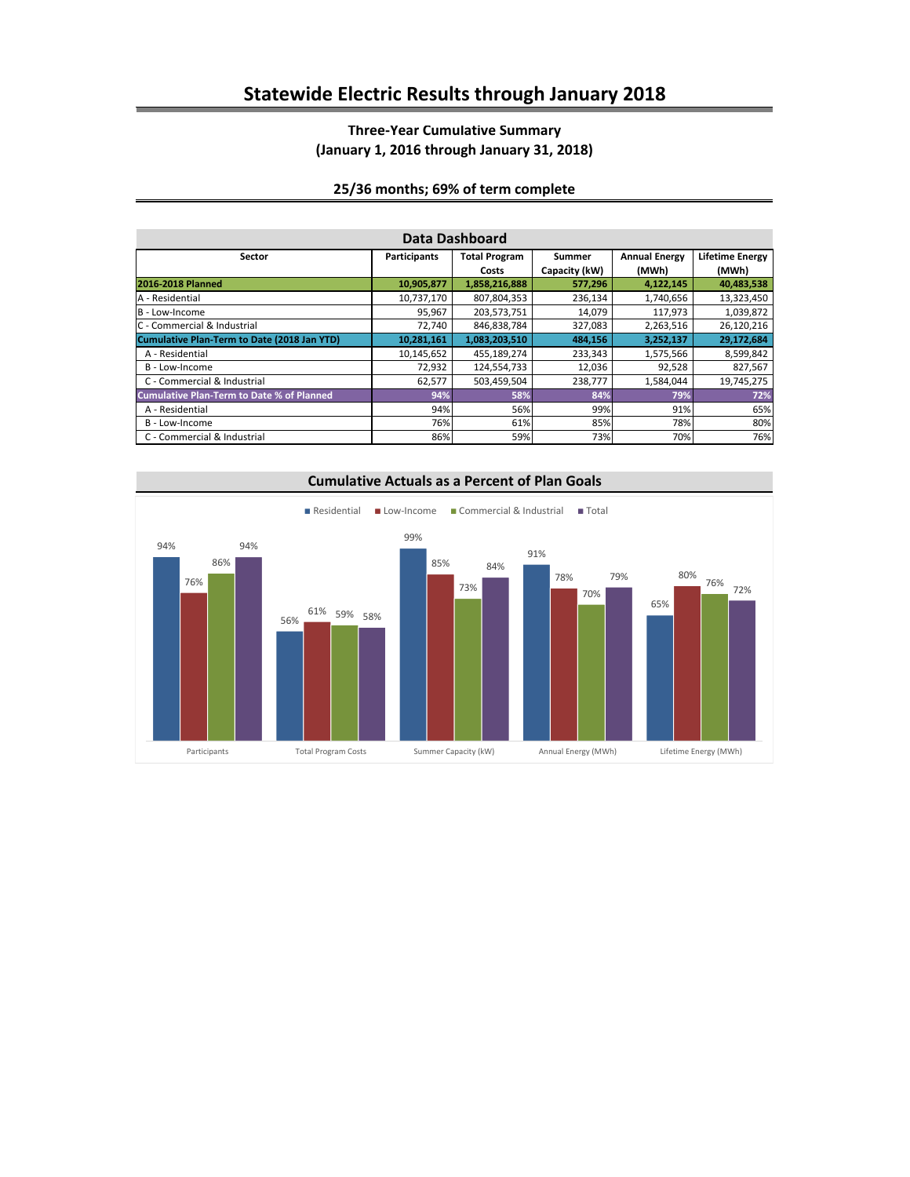# Statewide Electric Results through January 2018

### Three-Year Cumulative Summary
### (January 1, 2016 through January 31, 2018)

### 25/36 months; 69% of term complete

## Data Dashboard

| Sector | Participants | Total Program Costs | Summer Capacity (kW) | Annual Energy (MWh) | Lifetime Energy (MWh) |
|---|---|---|---|---|---|
| **2016-2018 Planned** | **10,905,877** | **1,858,216,888** | **577,296** | **4,122,145** | **40,483,538** |
| A - Residential | 10,737,170 | 807,804,353 | 236,134 | 1,740,656 | 13,323,450 |
| B - Low-Income | 95,967 | 203,573,751 | 14,079 | 117,973 | 1,039,872 |
| C - Commercial & Industrial | 72,740 | 846,838,784 | 327,083 | 2,263,516 | 26,120,216 |
| **Cumulative Plan-Term to Date (2018 Jan YTD)** | **10,281,161** | **1,083,203,510** | **484,156** | **3,252,137** | **29,172,684** |
| A - Residential | 10,145,652 | 455,189,274 | 233,343 | 1,575,566 | 8,599,842 |
| B - Low-Income | 72,932 | 124,554,733 | 12,036 | 92,528 | 827,567 |
| C - Commercial & Industrial | 62,577 | 503,459,504 | 238,777 | 1,584,044 | 19,745,275 |
| **Cumulative Plan-Term to Date % of Planned** | **94%** | **58%** | **84%** | **79%** | **72%** |
| A - Residential | 94% | 56% | 99% | 91% | 65% |
| B - Low-Income | 76% | 61% | 85% | 78% | 80% |
| C - Commercial & Industrial | 86% | 59% | 73% | 70% | 76% |

## Cumulative Actuals as a Percent of Plan Goals

| | Residential | Low-Income | Commercial & Industrial | Total |
|---|---|---|---|---|
| Participants | 94% | 76% | 86% | 94% |
| Total Program Costs | 56% | 61% | 59% | 58% |
| Summer Capacity (kW) | 99% | 85% | 73% | 84% |
| Annual Energy (MWh) | 91% | 78% | 70% | 79% |
| Lifetime Energy (MWh) | 65% | 80% | 76% | 72% |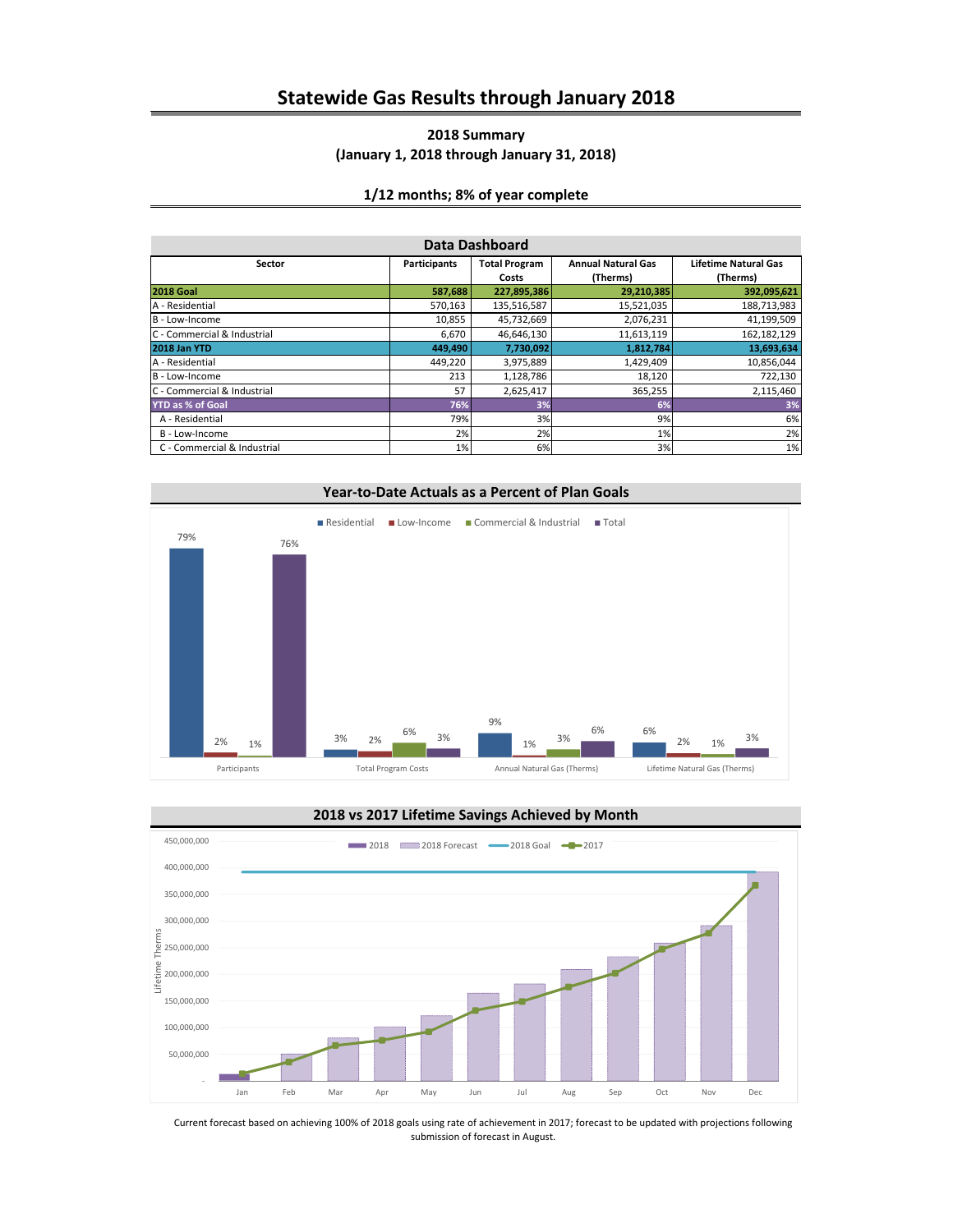# Statewide Gas Results through January 2018

## 2018 Summary
## (January 1, 2018 through January 31, 2018)

### 1/12 months; 8% of year complete

**Data Dashboard**

| Sector | Participants | Total Program Costs | Annual Natural Gas (Therms) | Lifetime Natural Gas (Therms) |
|---|---|---|---|---|
| **2018 Goal** | **587,688** | **227,895,386** | **29,210,385** | **392,095,621** |
| A - Residential | 570,163 | 135,516,587 | 15,521,035 | 188,713,983 |
| B - Low-Income | 10,855 | 45,732,669 | 2,076,231 | 41,199,509 |
| C - Commercial & Industrial | 6,670 | 46,646,130 | 11,613,119 | 162,182,129 |
| **2018 Jan YTD** | **449,490** | **7,730,092** | **1,812,784** | **13,693,634** |
| A - Residential | 449,220 | 3,975,889 | 1,429,409 | 10,856,044 |
| B - Low-Income | 213 | 1,128,786 | 18,120 | 722,130 |
| C - Commercial & Industrial | 57 | 2,625,417 | 365,255 | 2,115,460 |
| **YTD as % of Goal** | **76%** | **3%** | **6%** | **3%** |
| A - Residential | 79% | 3% | 9% | 6% |
| B - Low-Income | 2% | 2% | 1% | 2% |
| C - Commercial & Industrial | 1% | 6% | 3% | 1% |

**Year-to-Date Actuals as a Percent of Plan Goals**

| | Residential | Low-Income | Commercial & Industrial | Total |
|---|---|---|---|---|
| Participants | 79% | 2% | 1% | 76% |
| Total Program Costs | 3% | 2% | 6% | 3% |
| Annual Natural Gas (Therms) | 9% | 1% | 3% | 6% |
| Lifetime Natural Gas (Therms) | 6% | 2% | 1% | 3% |

**2018 vs 2017 Lifetime Savings Achieved by Month**

Current forecast based on achieving 100% of 2018 goals using rate of achievement in 2017; forecast to be updated with projections following submission of forecast in August.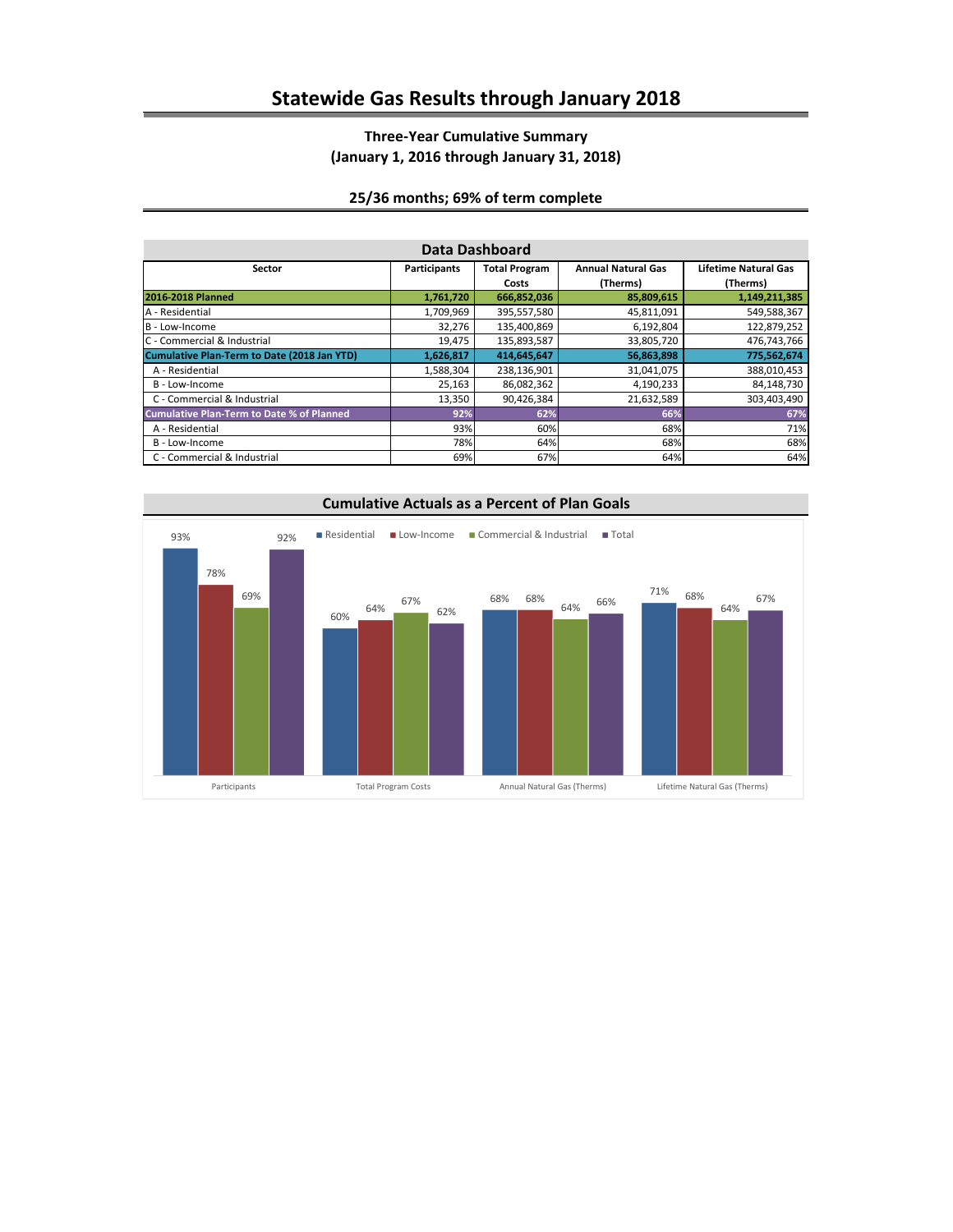# Statewide Gas Results through January 2018

### Three-Year Cumulative Summary
### (January 1, 2016 through January 31, 2018)

### 25/36 months; 69% of term complete

## Data Dashboard

| Sector | Participants | Total Program Costs | Annual Natural Gas (Therms) | Lifetime Natural Gas (Therms) |
|---|---|---|---|---|
| **2016-2018 Planned** | **1,761,720** | **666,852,036** | **85,809,615** | **1,149,211,385** |
| A - Residential | 1,709,969 | 395,557,580 | 45,811,091 | 549,588,367 |
| B - Low-Income | 32,276 | 135,400,869 | 6,192,804 | 122,879,252 |
| C - Commercial & Industrial | 19,475 | 135,893,587 | 33,805,720 | 476,743,766 |
| **Cumulative Plan-Term to Date (2018 Jan YTD)** | **1,626,817** | **414,645,647** | **56,863,898** | **775,562,674** |
| A - Residential | 1,588,304 | 238,136,901 | 31,041,075 | 388,010,453 |
| B - Low-Income | 25,163 | 86,082,362 | 4,190,233 | 84,148,730 |
| C - Commercial & Industrial | 13,350 | 90,426,384 | 21,632,589 | 303,403,490 |
| **Cumulative Plan-Term to Date % of Planned** | **92%** | **62%** | **66%** | **67%** |
| A - Residential | 93% | 60% | 68% | 71% |
| B - Low-Income | 78% | 64% | 68% | 68% |
| C - Commercial & Industrial | 69% | 67% | 64% | 64% |

## Cumulative Actuals as a Percent of Plan Goals

Residential, Low-Income, Commercial & Industrial, Total

Participants: 93%, 78%, 69%, 92%

Total Program Costs: 60%, 64%, 67%, 62%

Annual Natural Gas (Therms): 68%, 68%, 64%, 66%

Lifetime Natural Gas (Therms): 71%, 68%, 64%, 67%